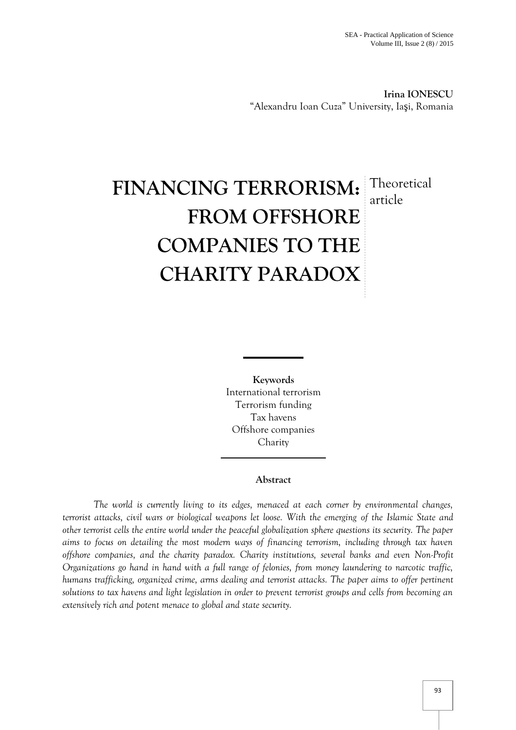**Irina IONESCU**
"Alexandru Ioan Cuza" University, Iaşi, Romania

# FINANCING TERRORISM: FROM OFFSHORE COMPANIES TO THE CHARITY PARADOX

Theoretical article

**Keywords**

International terrorism
Terrorism funding
Tax havens
Offshore companies
Charity

**Abstract**

*The world is currently living to its edges, menaced at each corner by environmental changes, terrorist attacks, civil wars or biological weapons let loose. With the emerging of the Islamic State and other terrorist cells the entire world under the peaceful globalization sphere questions its security. The paper aims to focus on detailing the most modern ways of financing terrorism, including through tax haven offshore companies, and the charity paradox. Charity institutions, several banks and even Non-Profit Organizations go hand in hand with a full range of felonies, from money laundering to narcotic traffic, humans trafficking, organized crime, arms dealing and terrorist attacks. The paper aims to offer pertinent solutions to tax havens and light legislation in order to prevent terrorist groups and cells from becoming an extensively rich and potent menace to global and state security.*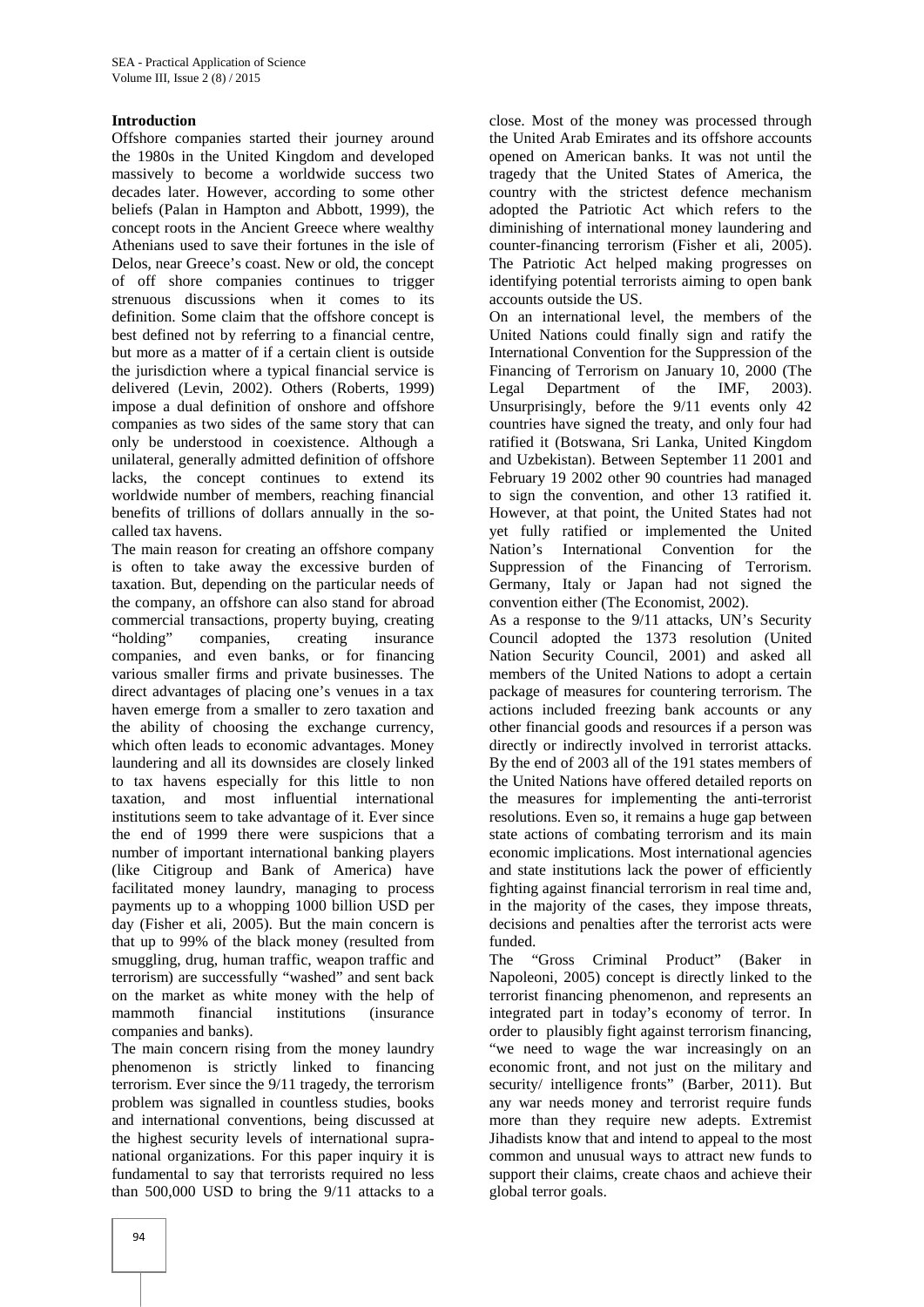## Introduction

Offshore companies started their journey around the 1980s in the United Kingdom and developed massively to become a worldwide success two decades later. However, according to some other beliefs (Palan in Hampton and Abbott, 1999), the concept roots in the Ancient Greece where wealthy Athenians used to save their fortunes in the isle of Delos, near Greece's coast. New or old, the concept of off shore companies continues to trigger strenuous discussions when it comes to its definition. Some claim that the offshore concept is best defined not by referring to a financial centre, but more as a matter of if a certain client is outside the jurisdiction where a typical financial service is delivered (Levin, 2002). Others (Roberts, 1999) impose a dual definition of onshore and offshore companies as two sides of the same story that can only be understood in coexistence. Although a unilateral, generally admitted definition of offshore lacks, the concept continues to extend its worldwide number of members, reaching financial benefits of trillions of dollars annually in the so-called tax havens.

The main reason for creating an offshore company is often to take away the excessive burden of taxation. But, depending on the particular needs of the company, an offshore can also stand for abroad commercial transactions, property buying, creating "holding" companies, creating insurance companies, and even banks, or for financing various smaller firms and private businesses. The direct advantages of placing one's venues in a tax haven emerge from a smaller to zero taxation and the ability of choosing the exchange currency, which often leads to economic advantages. Money laundering and all its downsides are closely linked to tax havens especially for this little to non taxation, and most influential international institutions seem to take advantage of it. Ever since the end of 1999 there were suspicions that a number of important international banking players (like Citigroup and Bank of America) have facilitated money laundry, managing to process payments up to a whopping 1000 billion USD per day (Fisher et ali, 2005). But the main concern is that up to 99% of the black money (resulted from smuggling, drug, human traffic, weapon traffic and terrorism) are successfully "washed" and sent back on the market as white money with the help of mammoth financial institutions (insurance companies and banks).

The main concern rising from the money laundry phenomenon is strictly linked to financing terrorism. Ever since the 9/11 tragedy, the terrorism problem was signalled in countless studies, books and international conventions, being discussed at the highest security levels of international supra-national organizations. For this paper inquiry it is fundamental to say that terrorists required no less than 500,000 USD to bring the 9/11 attacks to a close. Most of the money was processed through the United Arab Emirates and its offshore accounts opened on American banks. It was not until the tragedy that the United States of America, the country with the strictest defence mechanism adopted the Patriotic Act which refers to the diminishing of international money laundering and counter-financing terrorism (Fisher et ali, 2005). The Patriotic Act helped making progresses on identifying potential terrorists aiming to open bank accounts outside the US.

On an international level, the members of the United Nations could finally sign and ratify the International Convention for the Suppression of the Financing of Terrorism on January 10, 2000 (The Legal Department of the IMF, 2003). Unsurprisingly, before the 9/11 events only 42 countries have signed the treaty, and only four had ratified it (Botswana, Sri Lanka, United Kingdom and Uzbekistan). Between September 11 2001 and February 19 2002 other 90 countries had managed to sign the convention, and other 13 ratified it. However, at that point, the United States had not yet fully ratified or implemented the United Nation's International Convention for the Suppression of the Financing of Terrorism. Germany, Italy or Japan had not signed the convention either (The Economist, 2002).

As a response to the 9/11 attacks, UN's Security Council adopted the 1373 resolution (United Nation Security Council, 2001) and asked all members of the United Nations to adopt a certain package of measures for countering terrorism. The actions included freezing bank accounts or any other financial goods and resources if a person was directly or indirectly involved in terrorist attacks. By the end of 2003 all of the 191 states members of the United Nations have offered detailed reports on the measures for implementing the anti-terrorist resolutions. Even so, it remains a huge gap between state actions of combating terrorism and its main economic implications. Most international agencies and state institutions lack the power of efficiently fighting against financial terrorism in real time and, in the majority of the cases, they impose threats, decisions and penalties after the terrorist acts were funded.

The "Gross Criminal Product" (Baker in Napoleoni, 2005) concept is directly linked to the terrorist financing phenomenon, and represents an integrated part in today's economy of terror. In order to plausibly fight against terrorism financing, "we need to wage the war increasingly on an economic front, and not just on the military and security/ intelligence fronts" (Barber, 2011). But any war needs money and terrorist require funds more than they require new adepts. Extremist Jihadists know that and intend to appeal to the most common and unusual ways to attract new funds to support their claims, create chaos and achieve their global terror goals.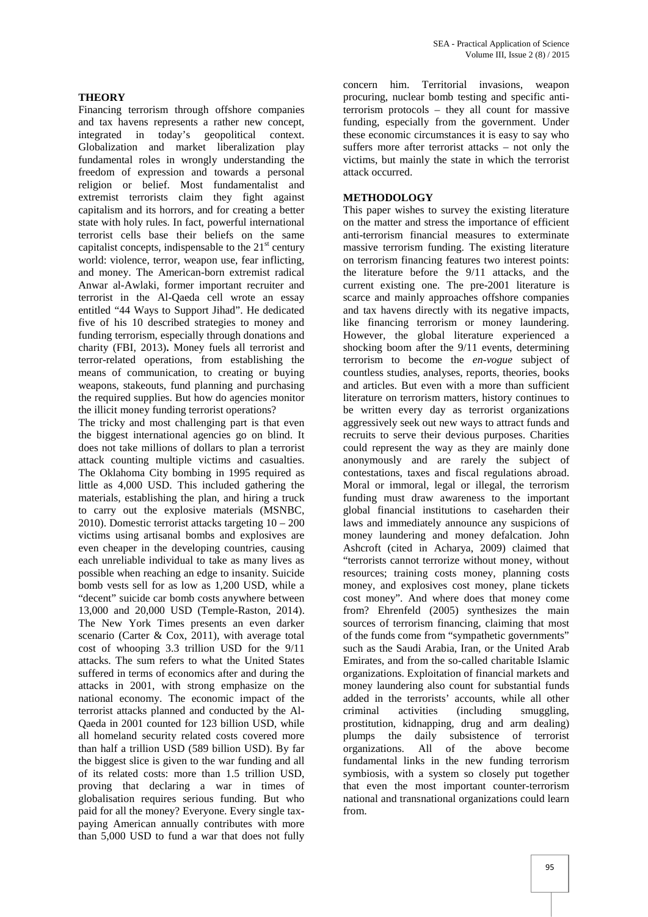## THEORY

Financing terrorism through offshore companies and tax havens represents a rather new concept, integrated in today's geopolitical context. Globalization and market liberalization play fundamental roles in wrongly understanding the freedom of expression and towards a personal religion or belief. Most fundamentalist and extremist terrorists claim they fight against capitalism and its horrors, and for creating a better state with holy rules. In fact, powerful international terrorist cells base their beliefs on the same capitalist concepts, indispensable to the 21st century world: violence, terror, weapon use, fear inflicting, and money. The American-born extremist radical Anwar al-Awlaki, former important recruiter and terrorist in the Al-Qaeda cell wrote an essay entitled "44 Ways to Support Jihad". He dedicated five of his 10 described strategies to money and funding terrorism, especially through donations and charity (FBI, 2013). Money fuels all terrorist and terror-related operations, from establishing the means of communication, to creating or buying weapons, stakeouts, fund planning and purchasing the required supplies. But how do agencies monitor the illicit money funding terrorist operations?

The tricky and most challenging part is that even the biggest international agencies go on blind. It does not take millions of dollars to plan a terrorist attack counting multiple victims and casualties. The Oklahoma City bombing in 1995 required as little as 4,000 USD. This included gathering the materials, establishing the plan, and hiring a truck to carry out the explosive materials (MSNBC, 2010). Domestic terrorist attacks targeting 10 – 200 victims using artisanal bombs and explosives are even cheaper in the developing countries, causing each unreliable individual to take as many lives as possible when reaching an edge to insanity. Suicide bomb vests sell for as low as 1,200 USD, while a "decent" suicide car bomb costs anywhere between 13,000 and 20,000 USD (Temple-Raston, 2014). The New York Times presents an even darker scenario (Carter & Cox, 2011), with average total cost of whooping 3.3 trillion USD for the 9/11 attacks. The sum refers to what the United States suffered in terms of economics after and during the attacks in 2001, with strong emphasize on the national economy. The economic impact of the terrorist attacks planned and conducted by the Al-Qaeda in 2001 counted for 123 billion USD, while all homeland security related costs covered more than half a trillion USD (589 billion USD). By far the biggest slice is given to the war funding and all of its related costs: more than 1.5 trillion USD, proving that declaring a war in times of globalisation requires serious funding. But who paid for all the money? Everyone. Every single tax-paying American annually contributes with more than 5,000 USD to fund a war that does not fully concern him. Territorial invasions, weapon procuring, nuclear bomb testing and specific anti-terrorism protocols – they all count for massive funding, especially from the government. Under these economic circumstances it is easy to say who suffers more after terrorist attacks – not only the victims, but mainly the state in which the terrorist attack occurred.

## METHODOLOGY

This paper wishes to survey the existing literature on the matter and stress the importance of efficient anti-terrorism financial measures to exterminate massive terrorism funding. The existing literature on terrorism financing features two interest points: the literature before the 9/11 attacks, and the current existing one. The pre-2001 literature is scarce and mainly approaches offshore companies and tax havens directly with its negative impacts, like financing terrorism or money laundering. However, the global literature experienced a shocking boom after the 9/11 events, determining terrorism to become the *en-vogue* subject of countless studies, analyses, reports, theories, books and articles. But even with a more than sufficient literature on terrorism matters, history continues to be written every day as terrorist organizations aggressively seek out new ways to attract funds and recruits to serve their devious purposes. Charities could represent the way as they are mainly done anonymously and are rarely the subject of contestations, taxes and fiscal regulations abroad. Moral or immoral, legal or illegal, the terrorism funding must draw awareness to the important global financial institutions to caseharden their laws and immediately announce any suspicions of money laundering and money defalcation. John Ashcroft (cited in Acharya, 2009) claimed that "terrorists cannot terrorize without money, without resources; training costs money, planning costs money, and explosives cost money, plane tickets cost money". And where does that money come from? Ehrenfeld (2005) synthesizes the main sources of terrorism financing, claiming that most of the funds come from "sympathetic governments" such as the Saudi Arabia, Iran, or the United Arab Emirates, and from the so-called charitable Islamic organizations. Exploitation of financial markets and money laundering also count for substantial funds added in the terrorists' accounts, while all other criminal activities (including smuggling, prostitution, kidnapping, drug and arm dealing) plumps the daily subsistence of terrorist organizations. All of the above become fundamental links in the new funding terrorism symbiosis, with a system so closely put together that even the most important counter-terrorism national and transnational organizations could learn from.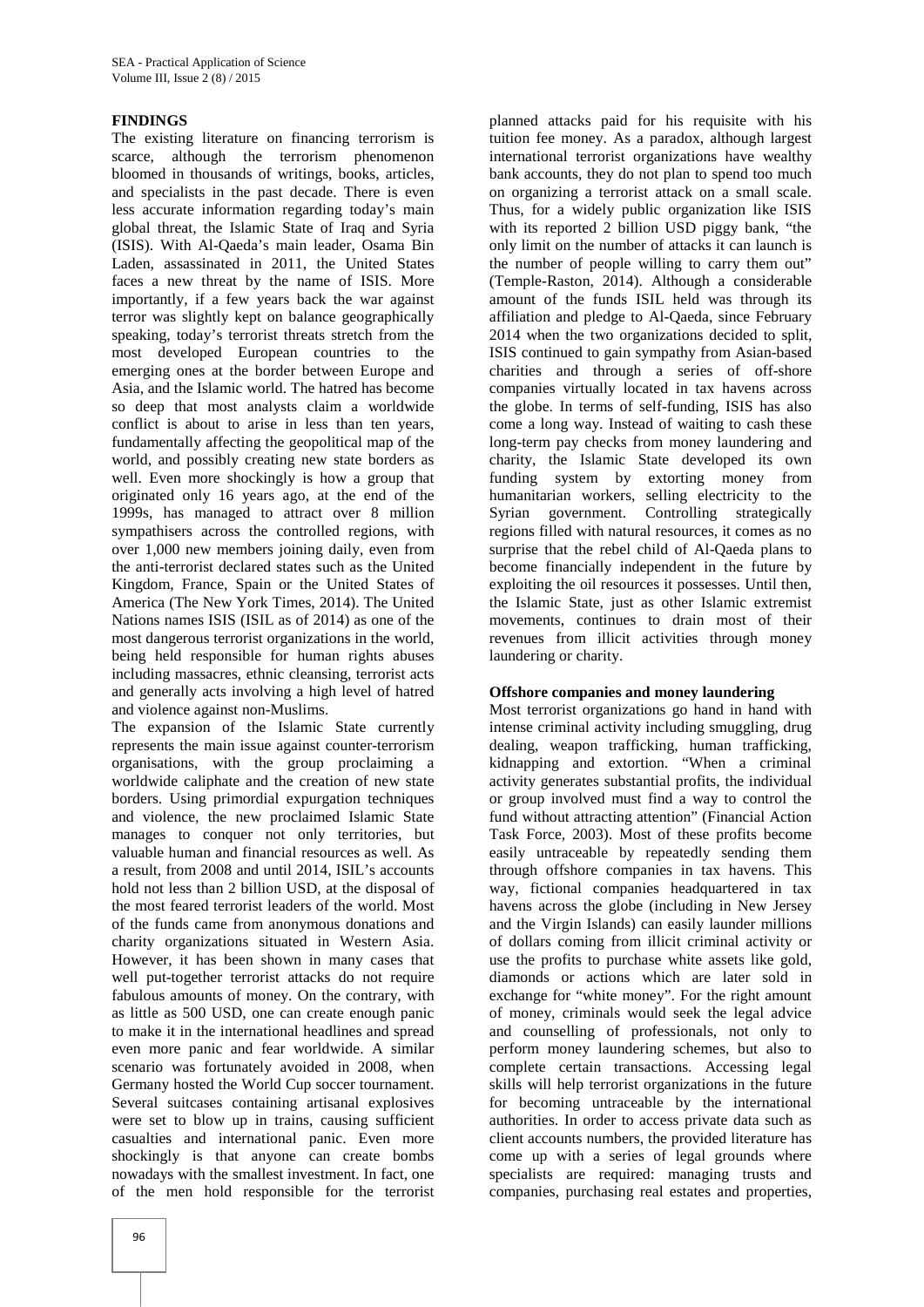## FINDINGS

The existing literature on financing terrorism is scarce, although the terrorism phenomenon bloomed in thousands of writings, books, articles, and specialists in the past decade. There is even less accurate information regarding today's main global threat, the Islamic State of Iraq and Syria (ISIS). With Al-Qaeda's main leader, Osama Bin Laden, assassinated in 2011, the United States faces a new threat by the name of ISIS. More importantly, if a few years back the war against terror was slightly kept on balance geographically speaking, today's terrorist threats stretch from the most developed European countries to the emerging ones at the border between Europe and Asia, and the Islamic world. The hatred has become so deep that most analysts claim a worldwide conflict is about to arise in less than ten years, fundamentally affecting the geopolitical map of the world, and possibly creating new state borders as well. Even more shockingly is how a group that originated only 16 years ago, at the end of the 1999s, has managed to attract over 8 million sympathisers across the controlled regions, with over 1,000 new members joining daily, even from the anti-terrorist declared states such as the United Kingdom, France, Spain or the United States of America (The New York Times, 2014). The United Nations names ISIS (ISIL as of 2014) as one of the most dangerous terrorist organizations in the world, being held responsible for human rights abuses including massacres, ethnic cleansing, terrorist acts and generally acts involving a high level of hatred and violence against non-Muslims.

The expansion of the Islamic State currently represents the main issue against counter-terrorism organisations, with the group proclaiming a worldwide caliphate and the creation of new state borders. Using primordial expurgation techniques and violence, the new proclaimed Islamic State manages to conquer not only territories, but valuable human and financial resources as well. As a result, from 2008 and until 2014, ISIL's accounts hold not less than 2 billion USD, at the disposal of the most feared terrorist leaders of the world. Most of the funds came from anonymous donations and charity organizations situated in Western Asia. However, it has been shown in many cases that well put-together terrorist attacks do not require fabulous amounts of money. On the contrary, with as little as 500 USD, one can create enough panic to make it in the international headlines and spread even more panic and fear worldwide. A similar scenario was fortunately avoided in 2008, when Germany hosted the World Cup soccer tournament. Several suitcases containing artisanal explosives were set to blow up in trains, causing sufficient casualties and international panic. Even more shockingly is that anyone can create bombs nowadays with the smallest investment. In fact, one of the men hold responsible for the terrorist planned attacks paid for his requisite with his tuition fee money. As a paradox, although largest international terrorist organizations have wealthy bank accounts, they do not plan to spend too much on organizing a terrorist attack on a small scale. Thus, for a widely public organization like ISIS with its reported 2 billion USD piggy bank, "the only limit on the number of attacks it can launch is the number of people willing to carry them out" (Temple-Raston, 2014). Although a considerable amount of the funds ISIL held was through its affiliation and pledge to Al-Qaeda, since February 2014 when the two organizations decided to split, ISIS continued to gain sympathy from Asian-based charities and through a series of off-shore companies virtually located in tax havens across the globe. In terms of self-funding, ISIS has also come a long way. Instead of waiting to cash these long-term pay checks from money laundering and charity, the Islamic State developed its own funding system by extorting money from humanitarian workers, selling electricity to the Syrian government. Controlling strategically regions filled with natural resources, it comes as no surprise that the rebel child of Al-Qaeda plans to become financially independent in the future by exploiting the oil resources it possesses. Until then, the Islamic State, just as other Islamic extremist movements, continues to drain most of their revenues from illicit activities through money laundering or charity.

### Offshore companies and money laundering

Most terrorist organizations go hand in hand with intense criminal activity including smuggling, drug dealing, weapon trafficking, human trafficking, kidnapping and extortion. "When a criminal activity generates substantial profits, the individual or group involved must find a way to control the fund without attracting attention" (Financial Action Task Force, 2003). Most of these profits become easily untraceable by repeatedly sending them through offshore companies in tax havens. This way, fictional companies headquartered in tax havens across the globe (including in New Jersey and the Virgin Islands) can easily launder millions of dollars coming from illicit criminal activity or use the profits to purchase white assets like gold, diamonds or actions which are later sold in exchange for "white money". For the right amount of money, criminals would seek the legal advice and counselling of professionals, not only to perform money laundering schemes, but also to complete certain transactions. Accessing legal skills will help terrorist organizations in the future for becoming untraceable by the international authorities. In order to access private data such as client accounts numbers, the provided literature has come up with a series of legal grounds where specialists are required: managing trusts and companies, purchasing real estates and properties,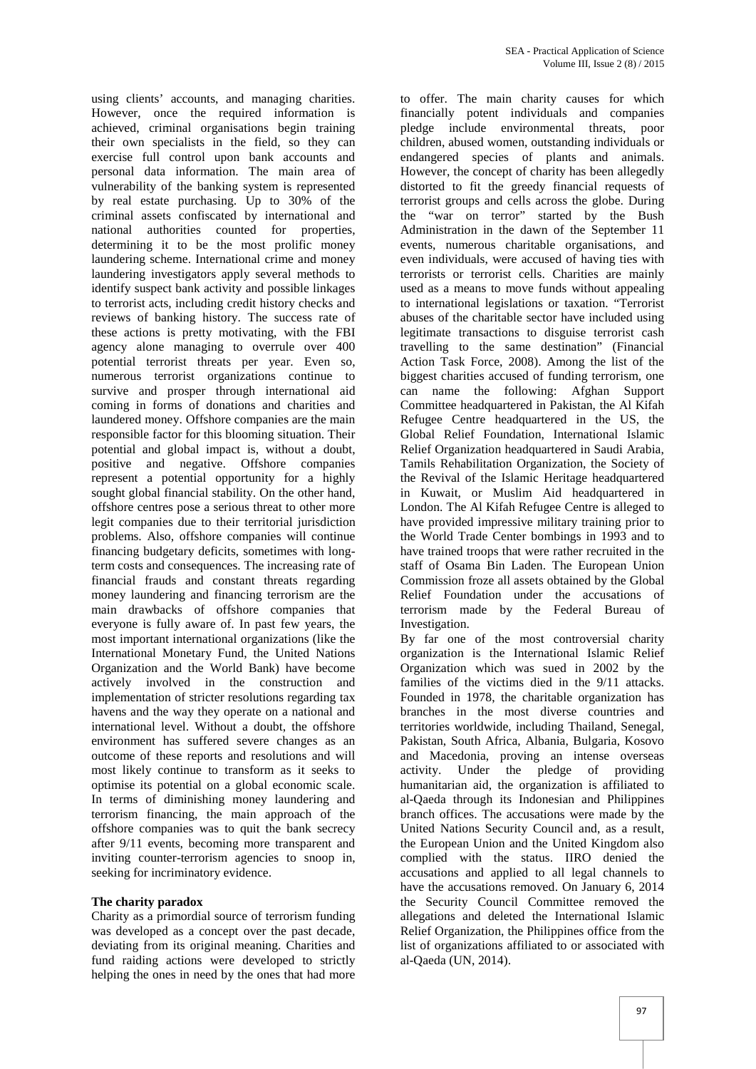using clients' accounts, and managing charities. However, once the required information is achieved, criminal organisations begin training their own specialists in the field, so they can exercise full control upon bank accounts and personal data information. The main area of vulnerability of the banking system is represented by real estate purchasing. Up to 30% of the criminal assets confiscated by international and national authorities counted for properties, determining it to be the most prolific money laundering scheme. International crime and money laundering investigators apply several methods to identify suspect bank activity and possible linkages to terrorist acts, including credit history checks and reviews of banking history. The success rate of these actions is pretty motivating, with the FBI agency alone managing to overrule over 400 potential terrorist threats per year. Even so, numerous terrorist organizations continue to survive and prosper through international aid coming in forms of donations and charities and laundered money. Offshore companies are the main responsible factor for this blooming situation. Their potential and global impact is, without a doubt, positive and negative. Offshore companies represent a potential opportunity for a highly sought global financial stability. On the other hand, offshore centres pose a serious threat to other more legit companies due to their territorial jurisdiction problems. Also, offshore companies will continue financing budgetary deficits, sometimes with long-term costs and consequences. The increasing rate of financial frauds and constant threats regarding money laundering and financing terrorism are the main drawbacks of offshore companies that everyone is fully aware of. In past few years, the most important international organizations (like the International Monetary Fund, the United Nations Organization and the World Bank) have become actively involved in the construction and implementation of stricter resolutions regarding tax havens and the way they operate on a national and international level. Without a doubt, the offshore environment has suffered severe changes as an outcome of these reports and resolutions and will most likely continue to transform as it seeks to optimise its potential on a global economic scale. In terms of diminishing money laundering and terrorism financing, the main approach of the offshore companies was to quit the bank secrecy after 9/11 events, becoming more transparent and inviting counter-terrorism agencies to snoop in, seeking for incriminatory evidence.

**The charity paradox**

Charity as a primordial source of terrorism funding was developed as a concept over the past decade, deviating from its original meaning. Charities and fund raiding actions were developed to strictly helping the ones in need by the ones that had more to offer. The main charity causes for which financially potent individuals and companies pledge include environmental threats, poor children, abused women, outstanding individuals or endangered species of plants and animals. However, the concept of charity has been allegedly distorted to fit the greedy financial requests of terrorist groups and cells across the globe. During the "war on terror" started by the Bush Administration in the dawn of the September 11 events, numerous charitable organisations, and even individuals, were accused of having ties with terrorists or terrorist cells. Charities are mainly used as a means to move funds without appealing to international legislations or taxation. "Terrorist abuses of the charitable sector have included using legitimate transactions to disguise terrorist cash travelling to the same destination" (Financial Action Task Force, 2008). Among the list of the biggest charities accused of funding terrorism, one can name the following: Afghan Support Committee headquartered in Pakistan, the Al Kifah Refugee Centre headquartered in the US, the Global Relief Foundation, International Islamic Relief Organization headquartered in Saudi Arabia, Tamils Rehabilitation Organization, the Society of the Revival of the Islamic Heritage headquartered in Kuwait, or Muslim Aid headquartered in London. The Al Kifah Refugee Centre is alleged to have provided impressive military training prior to the World Trade Center bombings in 1993 and to have trained troops that were rather recruited in the staff of Osama Bin Laden. The European Union Commission froze all assets obtained by the Global Relief Foundation under the accusations of terrorism made by the Federal Bureau of Investigation.

By far one of the most controversial charity organization is the International Islamic Relief Organization which was sued in 2002 by the families of the victims died in the 9/11 attacks. Founded in 1978, the charitable organization has branches in the most diverse countries and territories worldwide, including Thailand, Senegal, Pakistan, South Africa, Albania, Bulgaria, Kosovo and Macedonia, proving an intense overseas activity. Under the pledge of providing humanitarian aid, the organization is affiliated to al-Qaeda through its Indonesian and Philippines branch offices. The accusations were made by the United Nations Security Council and, as a result, the European Union and the United Kingdom also complied with the status. IIRO denied the accusations and applied to all legal channels to have the accusations removed. On January 6, 2014 the Security Council Committee removed the allegations and deleted the International Islamic Relief Organization, the Philippines office from the list of organizations affiliated to or associated with al-Qaeda (UN, 2014).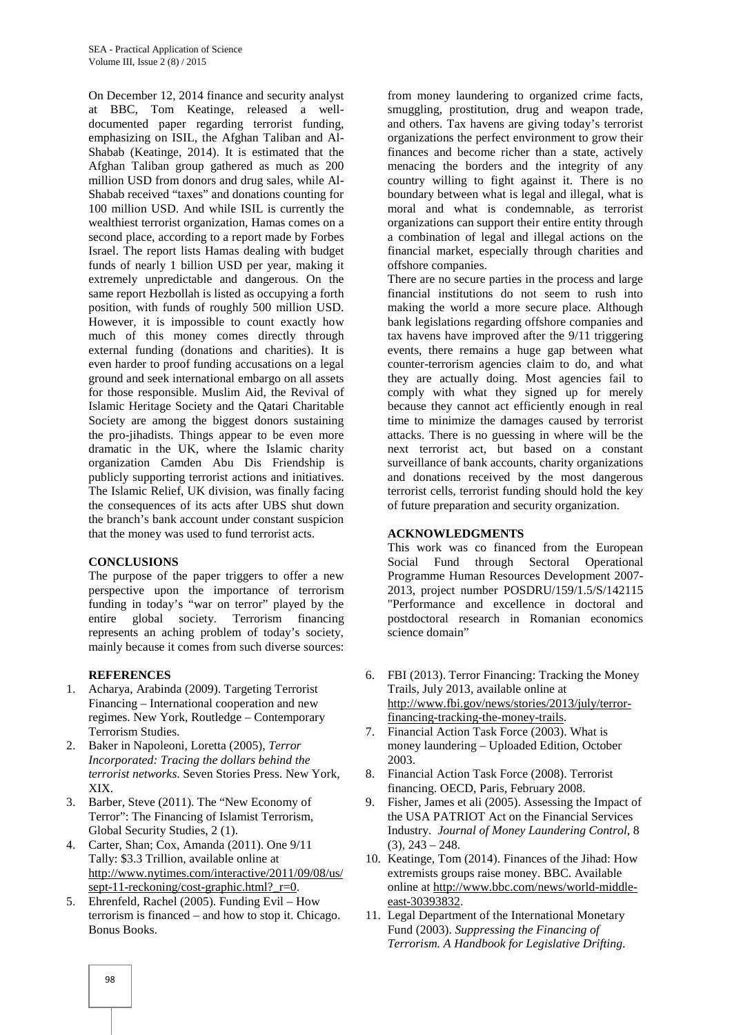On December 12, 2014 finance and security analyst at BBC, Tom Keatinge, released a well-documented paper regarding terrorist funding, emphasizing on ISIL, the Afghan Taliban and Al-Shabab (Keatinge, 2014). It is estimated that the Afghan Taliban group gathered as much as 200 million USD from donors and drug sales, while Al-Shabab received "taxes" and donations counting for 100 million USD. And while ISIL is currently the wealthiest terrorist organization, Hamas comes on a second place, according to a report made by Forbes Israel. The report lists Hamas dealing with budget funds of nearly 1 billion USD per year, making it extremely unpredictable and dangerous. On the same report Hezbollah is listed as occupying a forth position, with funds of roughly 500 million USD. However, it is impossible to count exactly how much of this money comes directly through external funding (donations and charities). It is even harder to proof funding accusations on a legal ground and seek international embargo on all assets for those responsible. Muslim Aid, the Revival of Islamic Heritage Society and the Qatari Charitable Society are among the biggest donors sustaining the pro-jihadists. Things appear to be even more dramatic in the UK, where the Islamic charity organization Camden Abu Dis Friendship is publicly supporting terrorist actions and initiatives. The Islamic Relief, UK division, was finally facing the consequences of its acts after UBS shut down the branch's bank account under constant suspicion that the money was used to fund terrorist acts.

## CONCLUSIONS

The purpose of the paper triggers to offer a new perspective upon the importance of terrorism funding in today's "war on terror" played by the entire global society. Terrorism financing represents an aching problem of today's society, mainly because it comes from such diverse sources: from money laundering to organized crime facts, smuggling, prostitution, drug and weapon trade, and others. Tax havens are giving today's terrorist organizations the perfect environment to grow their finances and become richer than a state, actively menacing the borders and the integrity of any country willing to fight against it. There is no boundary between what is legal and illegal, what is moral and what is condemnable, as terrorist organizations can support their entire entity through a combination of legal and illegal actions on the financial market, especially through charities and offshore companies.

There are no secure parties in the process and large financial institutions do not seem to rush into making the world a more secure place. Although bank legislations regarding offshore companies and tax havens have improved after the 9/11 triggering events, there remains a huge gap between what counter-terrorism agencies claim to do, and what they are actually doing. Most agencies fail to comply with what they signed up for merely because they cannot act efficiently enough in real time to minimize the damages caused by terrorist attacks. There is no guessing in where will be the next terrorist act, but based on a constant surveillance of bank accounts, charity organizations and donations received by the most dangerous terrorist cells, terrorist funding should hold the key of future preparation and security organization.

## ACKNOWLEDGMENTS

This work was co financed from the European Social Fund through Sectoral Operational Programme Human Resources Development 2007-2013, project number POSDRU/159/1.5/S/142115 "Performance and excellence in doctoral and postdoctoral research in Romanian economics science domain"

## REFERENCES

1. Acharya, Arabinda (2009). Targeting Terrorist Financing – International cooperation and new regimes. New York, Routledge – Contemporary Terrorism Studies.
2. Baker in Napoleoni, Loretta (2005), *Terror Incorporated: Tracing the dollars behind the terrorist networks*. Seven Stories Press. New York, XIX.
3. Barber, Steve (2011). The "New Economy of Terror": The Financing of Islamist Terrorism, Global Security Studies, 2 (1).
4. Carter, Shan; Cox, Amanda (2011). One 9/11 Tally: $3.3 Trillion, available online at http://www.nytimes.com/interactive/2011/09/08/us/sept-11-reckoning/cost-graphic.html?_r=0.
5. Ehrenfeld, Rachel (2005). Funding Evil – How terrorism is financed – and how to stop it. Chicago. Bonus Books.
6. FBI (2013). Terror Financing: Tracking the Money Trails, July 2013, available online at http://www.fbi.gov/news/stories/2013/july/terror-financing-tracking-the-money-trails.
7. Financial Action Task Force (2003). What is money laundering – Uploaded Edition, October 2003.
8. Financial Action Task Force (2008). Terrorist financing. OECD, Paris, February 2008.
9. Fisher, James et ali (2005). Assessing the Impact of the USA PATRIOT Act on the Financial Services Industry. *Journal of Money Laundering Control*, 8 (3), 243 – 248.
10. Keatinge, Tom (2014). Finances of the Jihad: How extremists groups raise money. BBC. Available online at http://www.bbc.com/news/world-middle-east-30393832.
11. Legal Department of the International Monetary Fund (2003). *Suppressing the Financing of Terrorism. A Handbook for Legislative Drifting*.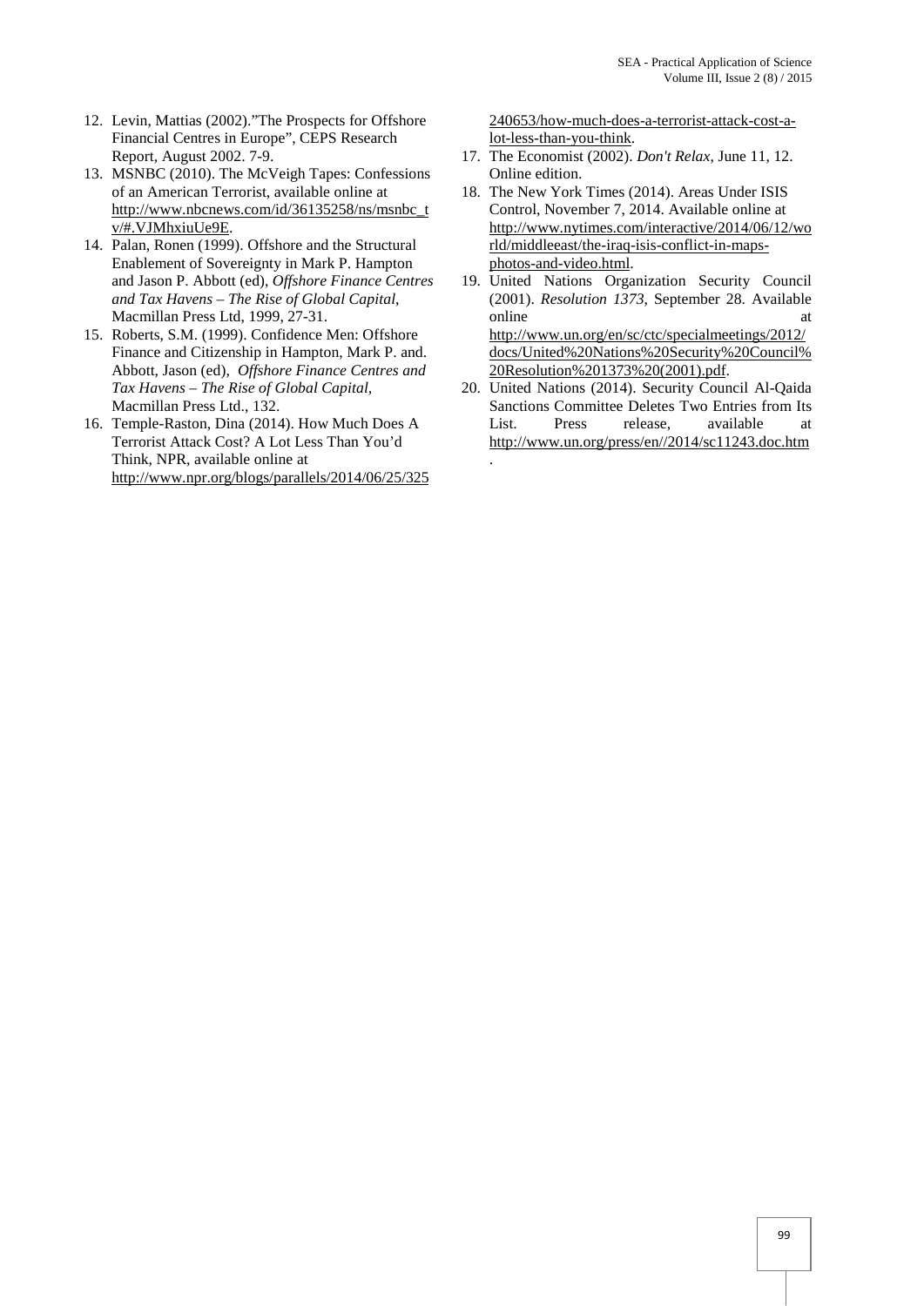12. Levin, Mattias (2002)."The Prospects for Offshore Financial Centres in Europe", CEPS Research Report, August 2002. 7-9.
13. MSNBC (2010). The McVeigh Tapes: Confessions of an American Terrorist, available online at http://www.nbcnews.com/id/36135258/ns/msnbc_tv/#.VJMhxiuUe9E.
14. Palan, Ronen (1999). Offshore and the Structural Enablement of Sovereignty in Mark P. Hampton and Jason P. Abbott (ed), *Offshore Finance Centres and Tax Havens – The Rise of Global Capital*, Macmillan Press Ltd, 1999, 27-31.
15. Roberts, S.M. (1999). Confidence Men: Offshore Finance and Citizenship in Hampton, Mark P. and. Abbott, Jason (ed), *Offshore Finance Centres and Tax Havens – The Rise of Global Capital*, Macmillan Press Ltd., 132.
16. Temple-Raston, Dina (2014). How Much Does A Terrorist Attack Cost? A Lot Less Than You'd Think, NPR, available online at http://www.npr.org/blogs/parallels/2014/06/25/325240653/how-much-does-a-terrorist-attack-cost-a-lot-less-than-you-think.
17. The Economist (2002). *Don't Relax*, June 11, 12. Online edition.
18. The New York Times (2014). Areas Under ISIS Control, November 7, 2014. Available online at http://www.nytimes.com/interactive/2014/06/12/world/middleeast/the-iraq-isis-conflict-in-maps-photos-and-video.html.
19. United Nations Organization Security Council (2001). *Resolution 1373*, September 28. Available online at http://www.un.org/en/sc/ctc/specialmeetings/2012/docs/United%20Nations%20Security%20Council%20Resolution%201373%20(2001).pdf.
20. United Nations (2014). Security Council Al-Qaida Sanctions Committee Deletes Two Entries from Its List. Press release, available at http://www.un.org/press/en//2014/sc11243.doc.htm.